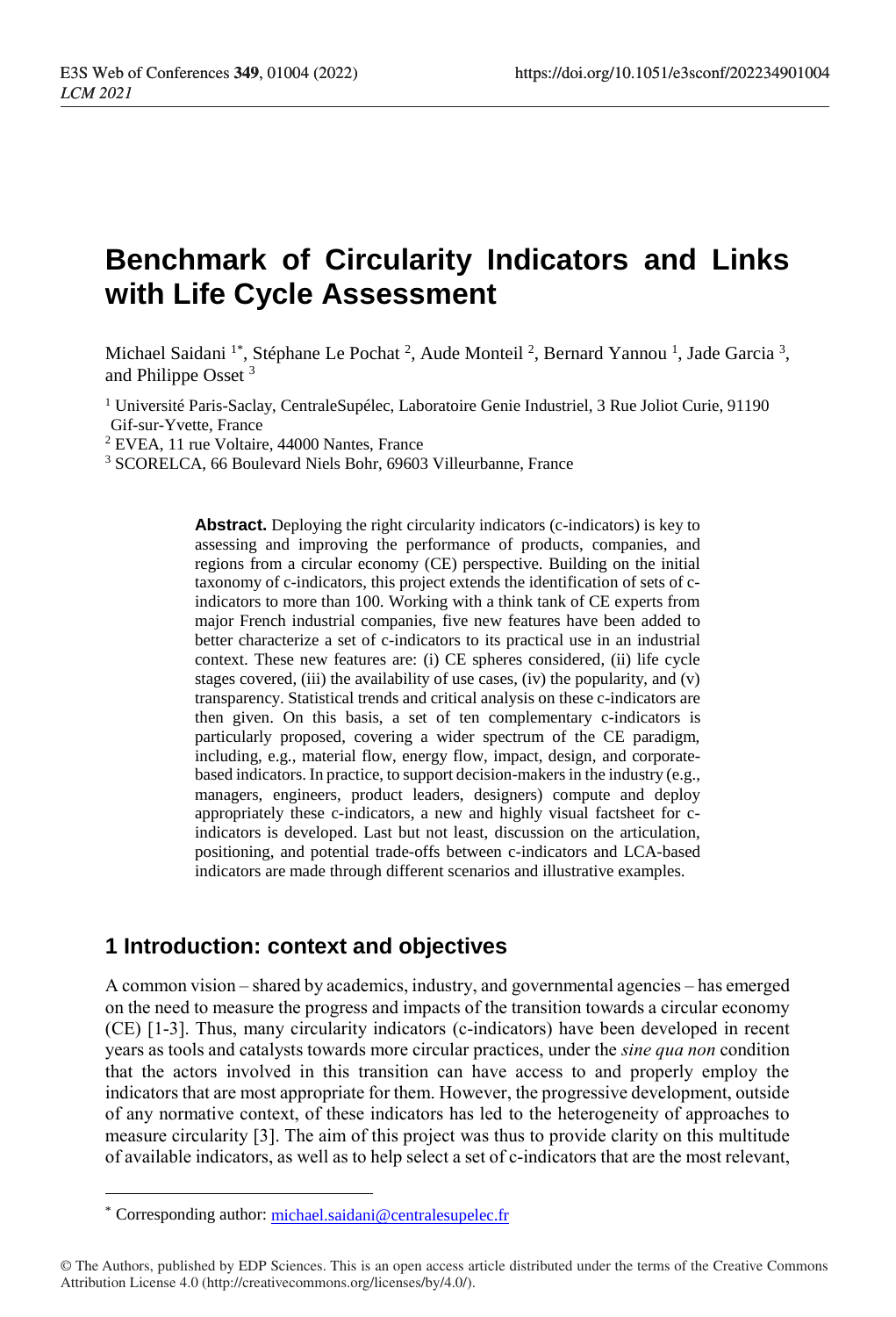# Benchmark of Circularity Indicators and Links with Life Cycle Assessment

Michael Saidani [1*], Stéphane Le Pochat [2], Aude Monteil [2], Bernard Yannou [1], Jade Garcia [3], and Philippe Osset [3]

[1] Université Paris-Saclay, CentraleSupélec, Laboratoire Genie Industriel, 3 Rue Joliot Curie, 91190 Gif-sur-Yvette, France

[2] EVEA, 11 rue Voltaire, 44000 Nantes, France

[3] SCORELCA, 66 Boulevard Niels Bohr, 69603 Villeurbanne, France

**Abstract.** Deploying the right circularity indicators (c-indicators) is key to assessing and improving the performance of products, companies, and regions from a circular economy (CE) perspective. Building on the initial taxonomy of c-indicators, this project extends the identification of sets of c-indicators to more than 100. Working with a think tank of CE experts from major French industrial companies, five new features have been added to better characterize a set of c-indicators to its practical use in an industrial context. These new features are: (i) CE spheres considered, (ii) life cycle stages covered, (iii) the availability of use cases, (iv) the popularity, and (v) transparency. Statistical trends and critical analysis on these c-indicators are then given. On this basis, a set of ten complementary c-indicators is particularly proposed, covering a wider spectrum of the CE paradigm, including, e.g., material flow, energy flow, impact, design, and corporate-based indicators. In practice, to support decision-makers in the industry (e.g., managers, engineers, product leaders, designers) compute and deploy appropriately these c-indicators, a new and highly visual factsheet for c-indicators is developed. Last but not least, discussion on the articulation, positioning, and potential trade-offs between c-indicators and LCA-based indicators are made through different scenarios and illustrative examples.

## 1 Introduction: context and objectives

A common vision – shared by academics, industry, and governmental agencies – has emerged on the need to measure the progress and impacts of the transition towards a circular economy (CE) [1-3]. Thus, many circularity indicators (c-indicators) have been developed in recent years as tools and catalysts towards more circular practices, under the *sine qua non* condition that the actors involved in this transition can have access to and properly employ the indicators that are most appropriate for them. However, the progressive development, outside of any normative context, of these indicators has led to the heterogeneity of approaches to measure circularity [3]. The aim of this project was thus to provide clarity on this multitude of available indicators, as well as to help select a set of c-indicators that are the most relevant,

---

[*] Corresponding author: michael.saidani@centralesupelec.fr

© The Authors, published by EDP Sciences. This is an open access article distributed under the terms of the Creative Commons Attribution License 4.0 (http://creativecommons.org/licenses/by/4.0/).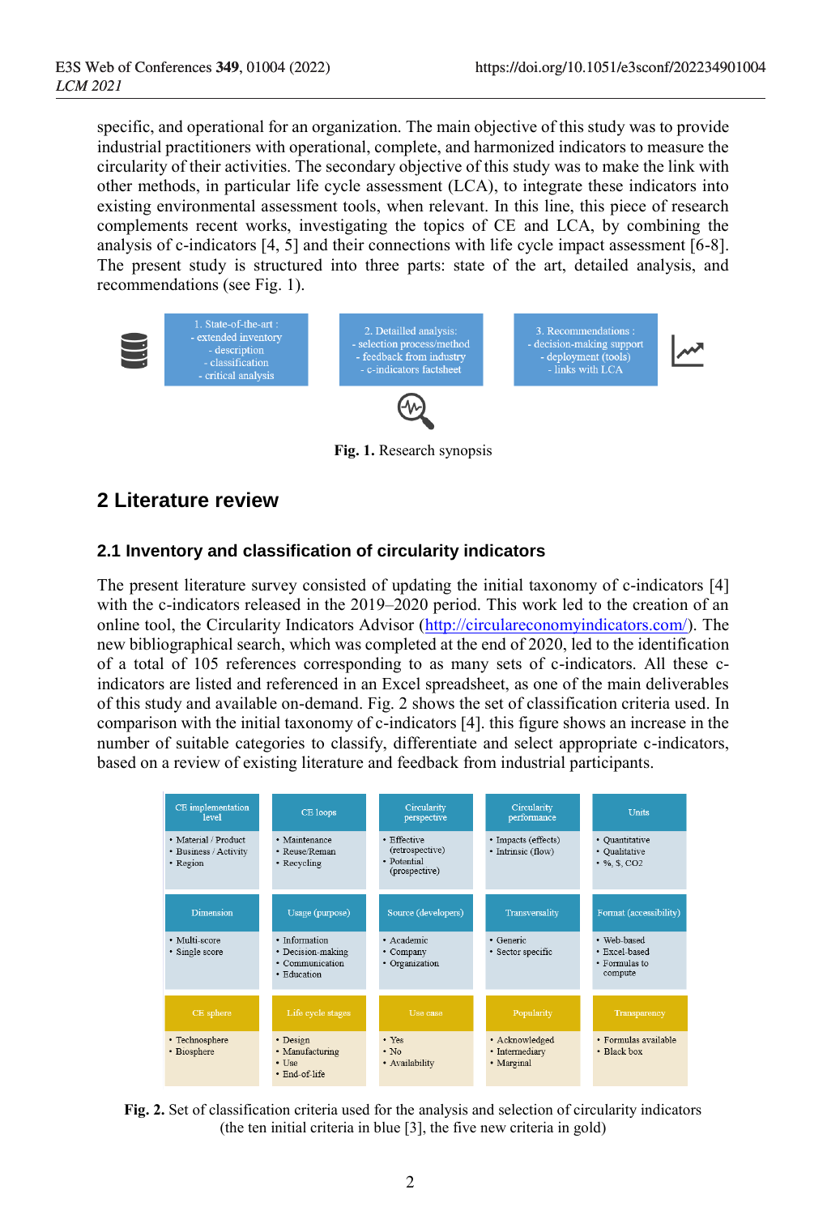specific, and operational for an organization. The main objective of this study was to provide industrial practitioners with operational, complete, and harmonized indicators to measure the circularity of their activities. The secondary objective of this study was to make the link with other methods, in particular life cycle assessment (LCA), to integrate these indicators into existing environmental assessment tools, when relevant. In this line, this piece of research complements recent works, investigating the topics of CE and LCA, by combining the analysis of c-indicators [4, 5] and their connections with life cycle impact assessment [6-8]. The present study is structured into three parts: state of the art, detailed analysis, and recommendations (see Fig. 1).

| 1. State-of-the-art : | 2. Detailled analysis: | 3. Recommendations : |
|---|---|---|
| - extended inventory<br>- description<br>- classification<br>- critical analysis | - selection process/method<br>- feedback from industry<br>- c-indicators factsheet | - decision-making support<br>- deployment (tools)<br>- links with LCA |

**Fig. 1.** Research synopsis

## 2 Literature review

### 2.1 Inventory and classification of circularity indicators

The present literature survey consisted of updating the initial taxonomy of c-indicators [4] with the c-indicators released in the 2019–2020 period. This work led to the creation of an online tool, the Circularity Indicators Advisor (http://circulareconomyindicators.com/). The new bibliographical search, which was completed at the end of 2020, led to the identification of a total of 105 references corresponding to as many sets of c-indicators. All these c-indicators are listed and referenced in an Excel spreadsheet, as one of the main deliverables of this study and available on-demand. Fig. 2 shows the set of classification criteria used. In comparison with the initial taxonomy of c-indicators [4]. this figure shows an increase in the number of suitable categories to classify, differentiate and select appropriate c-indicators, based on a review of existing literature and feedback from industrial participants.

| CE implementation level | CE loops | Circularity perspective | Circularity performance | Units |
|---|---|---|---|---|
| • Material / Product<br>• Business / Activity<br>• Region | • Maintenance<br>• Reuse/Reman<br>• Recycling | • Effective (retrospective)<br>• Potential (prospective) | • Impacts (effects)<br>• Intrinsic (flow) | • Quantitative<br>• Qualitative<br>• %, $, CO2 |
| **Dimension** | **Usage (purpose)** | **Source (developers)** | **Transversality** | **Format (accessibility)** |
| • Multi-score<br>• Single score | • Information<br>• Decision-making<br>• Communication<br>• Education | • Academic<br>• Company<br>• Organization | • Generic<br>• Sector specific | • Web-based<br>• Excel-based<br>• Formulas to compute |
| **CE sphere** | **Life cycle stages** | **Use case** | **Popularity** | **Transparency** |
| • Technosphere<br>• Biosphere | • Design<br>• Manufacturing<br>• Use<br>• End-of-life | • Yes<br>• No<br>• Availability | • Acknowledged<br>• Intermediary<br>• Marginal | • Formulas available<br>• Black box |

**Fig. 2.** Set of classification criteria used for the analysis and selection of circularity indicators (the ten initial criteria in blue [3], the five new criteria in gold)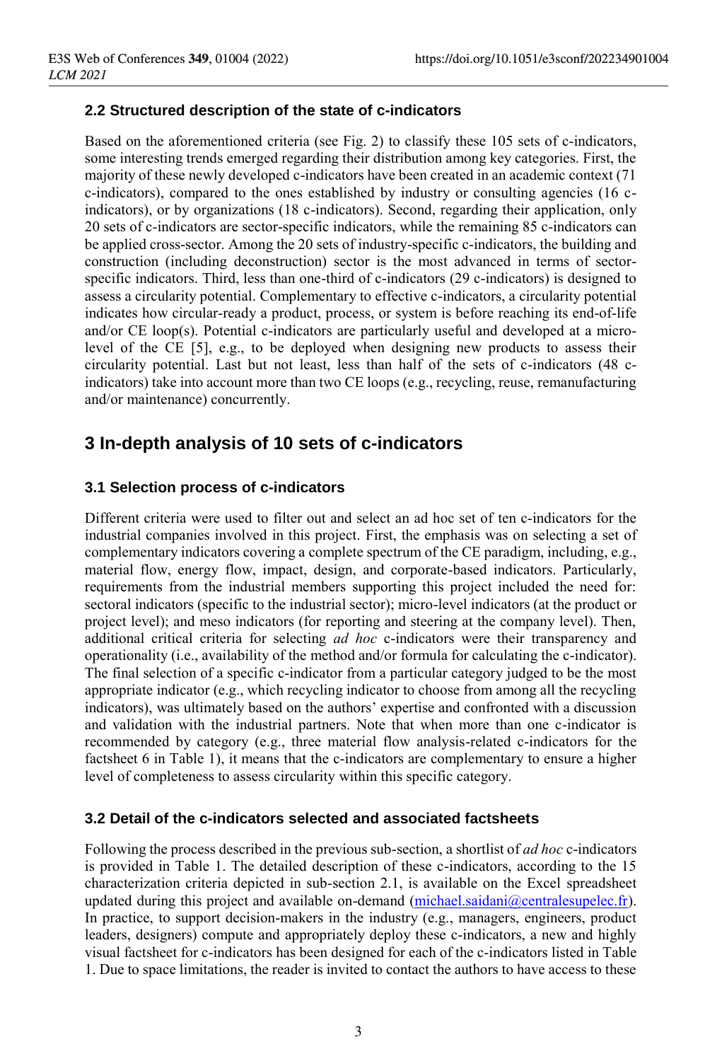### 2.2 Structured description of the state of c-indicators

Based on the aforementioned criteria (see Fig. 2) to classify these 105 sets of c-indicators, some interesting trends emerged regarding their distribution among key categories. First, the majority of these newly developed c-indicators have been created in an academic context (71 c-indicators), compared to the ones established by industry or consulting agencies (16 c-indicators), or by organizations (18 c-indicators). Second, regarding their application, only 20 sets of c-indicators are sector-specific indicators, while the remaining 85 c-indicators can be applied cross-sector. Among the 20 sets of industry-specific c-indicators, the building and construction (including deconstruction) sector is the most advanced in terms of sector-specific indicators. Third, less than one-third of c-indicators (29 c-indicators) is designed to assess a circularity potential. Complementary to effective c-indicators, a circularity potential indicates how circular-ready a product, process, or system is before reaching its end-of-life and/or CE loop(s). Potential c-indicators are particularly useful and developed at a micro-level of the CE [5], e.g., to be deployed when designing new products to assess their circularity potential. Last but not least, less than half of the sets of c-indicators (48 c-indicators) take into account more than two CE loops (e.g., recycling, reuse, remanufacturing and/or maintenance) concurrently.

## 3 In-depth analysis of 10 sets of c-indicators

### 3.1 Selection process of c-indicators

Different criteria were used to filter out and select an ad hoc set of ten c-indicators for the industrial companies involved in this project. First, the emphasis was on selecting a set of complementary indicators covering a complete spectrum of the CE paradigm, including, e.g., material flow, energy flow, impact, design, and corporate-based indicators. Particularly, requirements from the industrial members supporting this project included the need for: sectoral indicators (specific to the industrial sector); micro-level indicators (at the product or project level); and meso indicators (for reporting and steering at the company level). Then, additional critical criteria for selecting *ad hoc* c-indicators were their transparency and operationality (i.e., availability of the method and/or formula for calculating the c-indicator). The final selection of a specific c-indicator from a particular category judged to be the most appropriate indicator (e.g., which recycling indicator to choose from among all the recycling indicators), was ultimately based on the authors' expertise and confronted with a discussion and validation with the industrial partners. Note that when more than one c-indicator is recommended by category (e.g., three material flow analysis-related c-indicators for the factsheet 6 in Table 1), it means that the c-indicators are complementary to ensure a higher level of completeness to assess circularity within this specific category.

### 3.2 Detail of the c-indicators selected and associated factsheets

Following the process described in the previous sub-section, a shortlist of *ad hoc* c-indicators is provided in Table 1. The detailed description of these c-indicators, according to the 15 characterization criteria depicted in sub-section 2.1, is available on the Excel spreadsheet updated during this project and available on-demand (michael.saidani@centralesupelec.fr). In practice, to support decision-makers in the industry (e.g., managers, engineers, product leaders, designers) compute and appropriately deploy these c-indicators, a new and highly visual factsheet for c-indicators has been designed for each of the c-indicators listed in Table 1. Due to space limitations, the reader is invited to contact the authors to have access to these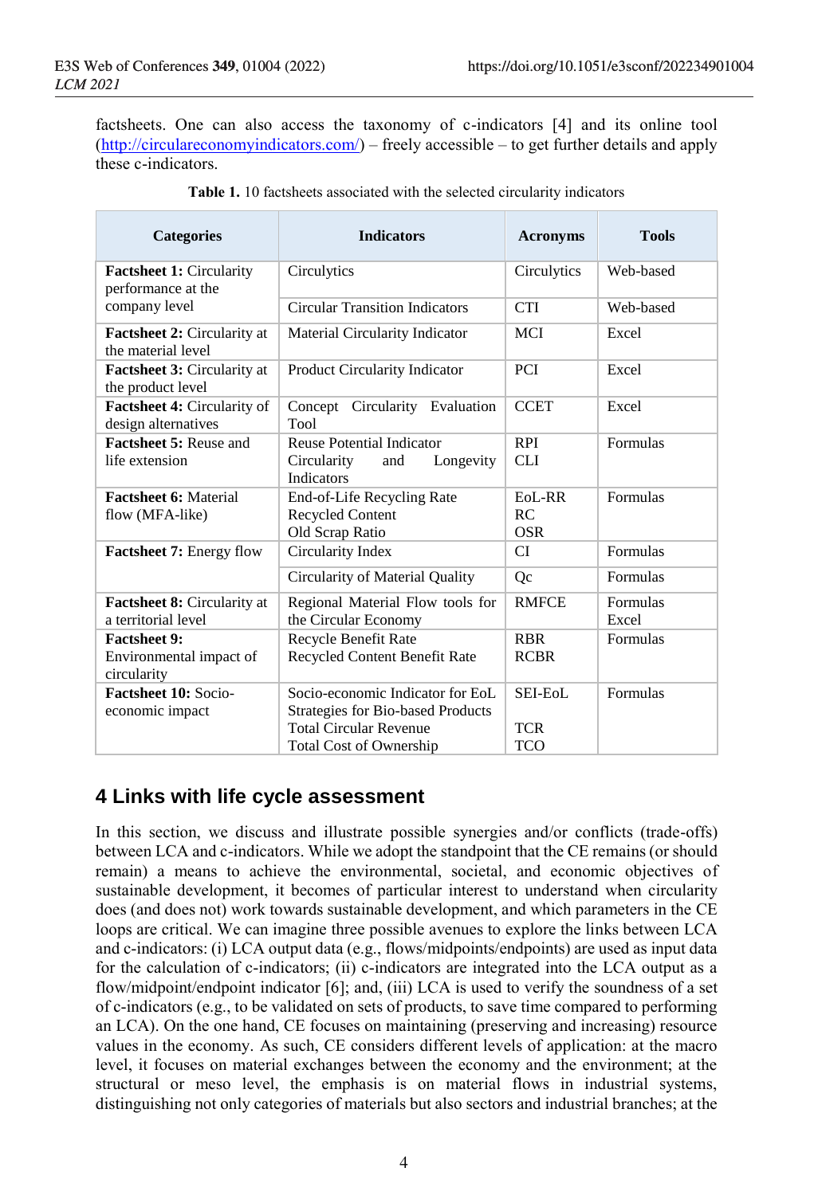factsheets. One can also access the taxonomy of c-indicators [4] and its online tool (http://circulareconomyindicators.com/) – freely accessible – to get further details and apply these c-indicators.

**Table 1.** 10 factsheets associated with the selected circularity indicators

| Categories | Indicators | Acronyms | Tools |
|---|---|---|---|
| **Factsheet 1:** Circularity performance at the company level | Circulytics | Circulytics | Web-based |
| | Circular Transition Indicators | CTI | Web-based |
| **Factsheet 2:** Circularity at the material level | Material Circularity Indicator | MCI | Excel |
| **Factsheet 3:** Circularity at the product level | Product Circularity Indicator | PCI | Excel |
| **Factsheet 4:** Circularity of design alternatives | Concept Circularity Evaluation Tool | CCET | Excel |
| **Factsheet 5:** Reuse and life extension | Reuse Potential Indicator<br>Circularity and Longevity Indicators | RPI<br>CLI | Formulas |
| **Factsheet 6:** Material flow (MFA-like) | End-of-Life Recycling Rate<br>Recycled Content<br>Old Scrap Ratio | EoL-RR<br>RC<br>OSR | Formulas |
| **Factsheet 7:** Energy flow | Circularity Index | CI | Formulas |
| | Circularity of Material Quality | Qc | Formulas |
| **Factsheet 8:** Circularity at a territorial level | Regional Material Flow tools for the Circular Economy | RMFCE | Formulas<br>Excel |
| **Factsheet 9:** Environmental impact of circularity | Recycle Benefit Rate<br>Recycled Content Benefit Rate | RBR<br>RCBR | Formulas |
| **Factsheet 10:** Socio-economic impact | Socio-economic Indicator for EoL Strategies for Bio-based Products<br>Total Circular Revenue<br>Total Cost of Ownership | SEI-EoL<br><br>TCR<br>TCO | Formulas |

## 4 Links with life cycle assessment

In this section, we discuss and illustrate possible synergies and/or conflicts (trade-offs) between LCA and c-indicators. While we adopt the standpoint that the CE remains (or should remain) a means to achieve the environmental, societal, and economic objectives of sustainable development, it becomes of particular interest to understand when circularity does (and does not) work towards sustainable development, and which parameters in the CE loops are critical. We can imagine three possible avenues to explore the links between LCA and c-indicators: (i) LCA output data (e.g., flows/midpoints/endpoints) are used as input data for the calculation of c-indicators; (ii) c-indicators are integrated into the LCA output as a flow/midpoint/endpoint indicator [6]; and, (iii) LCA is used to verify the soundness of a set of c-indicators (e.g., to be validated on sets of products, to save time compared to performing an LCA). On the one hand, CE focuses on maintaining (preserving and increasing) resource values in the economy. As such, CE considers different levels of application: at the macro level, it focuses on material exchanges between the economy and the environment; at the structural or meso level, the emphasis is on material flows in industrial systems, distinguishing not only categories of materials but also sectors and industrial branches; at the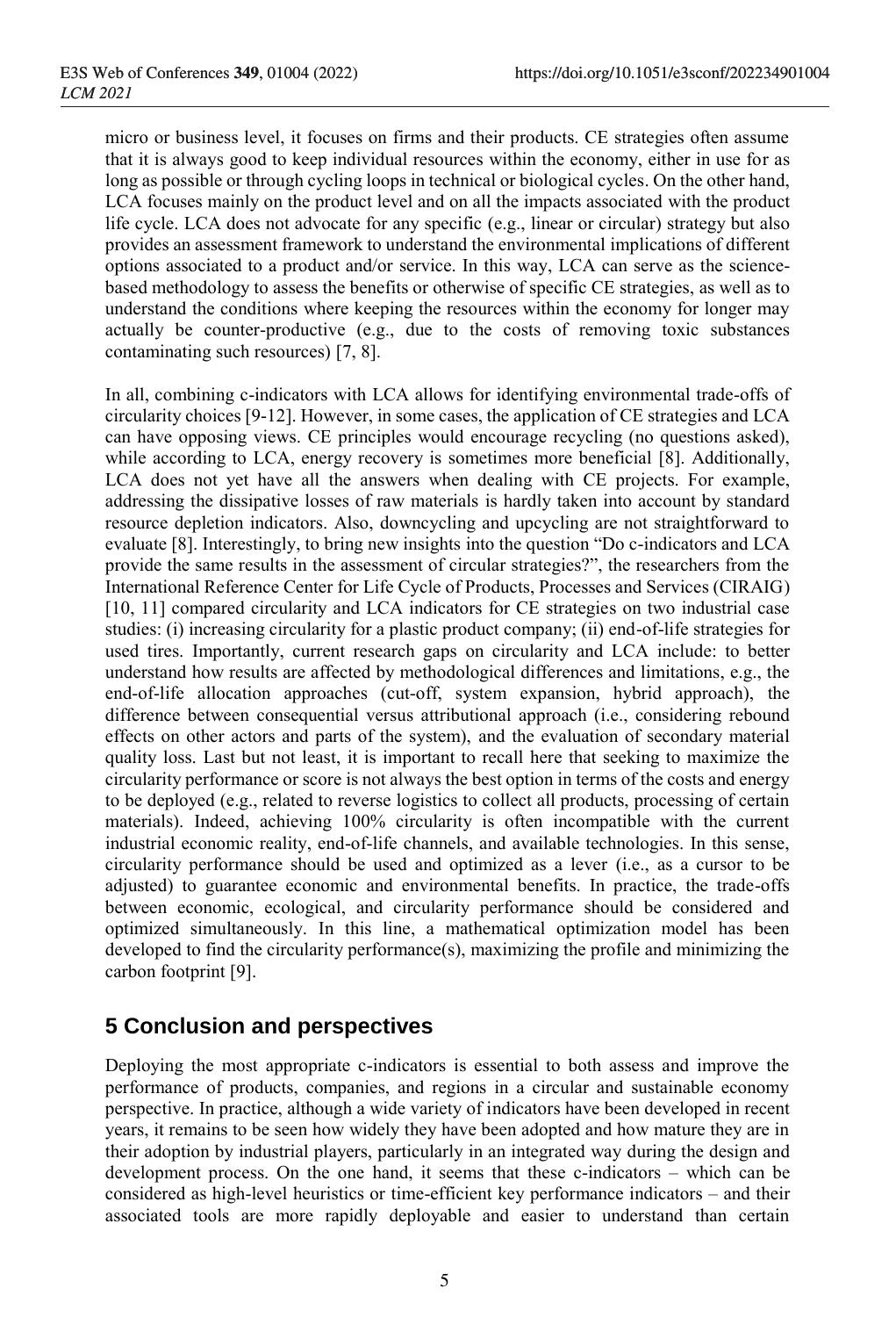micro or business level, it focuses on firms and their products. CE strategies often assume that it is always good to keep individual resources within the economy, either in use for as long as possible or through cycling loops in technical or biological cycles. On the other hand, LCA focuses mainly on the product level and on all the impacts associated with the product life cycle. LCA does not advocate for any specific (e.g., linear or circular) strategy but also provides an assessment framework to understand the environmental implications of different options associated to a product and/or service. In this way, LCA can serve as the science-based methodology to assess the benefits or otherwise of specific CE strategies, as well as to understand the conditions where keeping the resources within the economy for longer may actually be counter-productive (e.g., due to the costs of removing toxic substances contaminating such resources) [7, 8].

In all, combining c-indicators with LCA allows for identifying environmental trade-offs of circularity choices [9-12]. However, in some cases, the application of CE strategies and LCA can have opposing views. CE principles would encourage recycling (no questions asked), while according to LCA, energy recovery is sometimes more beneficial [8]. Additionally, LCA does not yet have all the answers when dealing with CE projects. For example, addressing the dissipative losses of raw materials is hardly taken into account by standard resource depletion indicators. Also, downcycling and upcycling are not straightforward to evaluate [8]. Interestingly, to bring new insights into the question "Do c-indicators and LCA provide the same results in the assessment of circular strategies?", the researchers from the International Reference Center for Life Cycle of Products, Processes and Services (CIRAIG) [10, 11] compared circularity and LCA indicators for CE strategies on two industrial case studies: (i) increasing circularity for a plastic product company; (ii) end-of-life strategies for used tires. Importantly, current research gaps on circularity and LCA include: to better understand how results are affected by methodological differences and limitations, e.g., the end-of-life allocation approaches (cut-off, system expansion, hybrid approach), the difference between consequential versus attributional approach (i.e., considering rebound effects on other actors and parts of the system), and the evaluation of secondary material quality loss. Last but not least, it is important to recall here that seeking to maximize the circularity performance or score is not always the best option in terms of the costs and energy to be deployed (e.g., related to reverse logistics to collect all products, processing of certain materials). Indeed, achieving 100% circularity is often incompatible with the current industrial economic reality, end-of-life channels, and available technologies. In this sense, circularity performance should be used and optimized as a lever (i.e., as a cursor to be adjusted) to guarantee economic and environmental benefits. In practice, the trade-offs between economic, ecological, and circularity performance should be considered and optimized simultaneously. In this line, a mathematical optimization model has been developed to find the circularity performance(s), maximizing the profile and minimizing the carbon footprint [9].

## 5 Conclusion and perspectives

Deploying the most appropriate c-indicators is essential to both assess and improve the performance of products, companies, and regions in a circular and sustainable economy perspective. In practice, although a wide variety of indicators have been developed in recent years, it remains to be seen how widely they have been adopted and how mature they are in their adoption by industrial players, particularly in an integrated way during the design and development process. On the one hand, it seems that these c-indicators – which can be considered as high-level heuristics or time-efficient key performance indicators – and their associated tools are more rapidly deployable and easier to understand than certain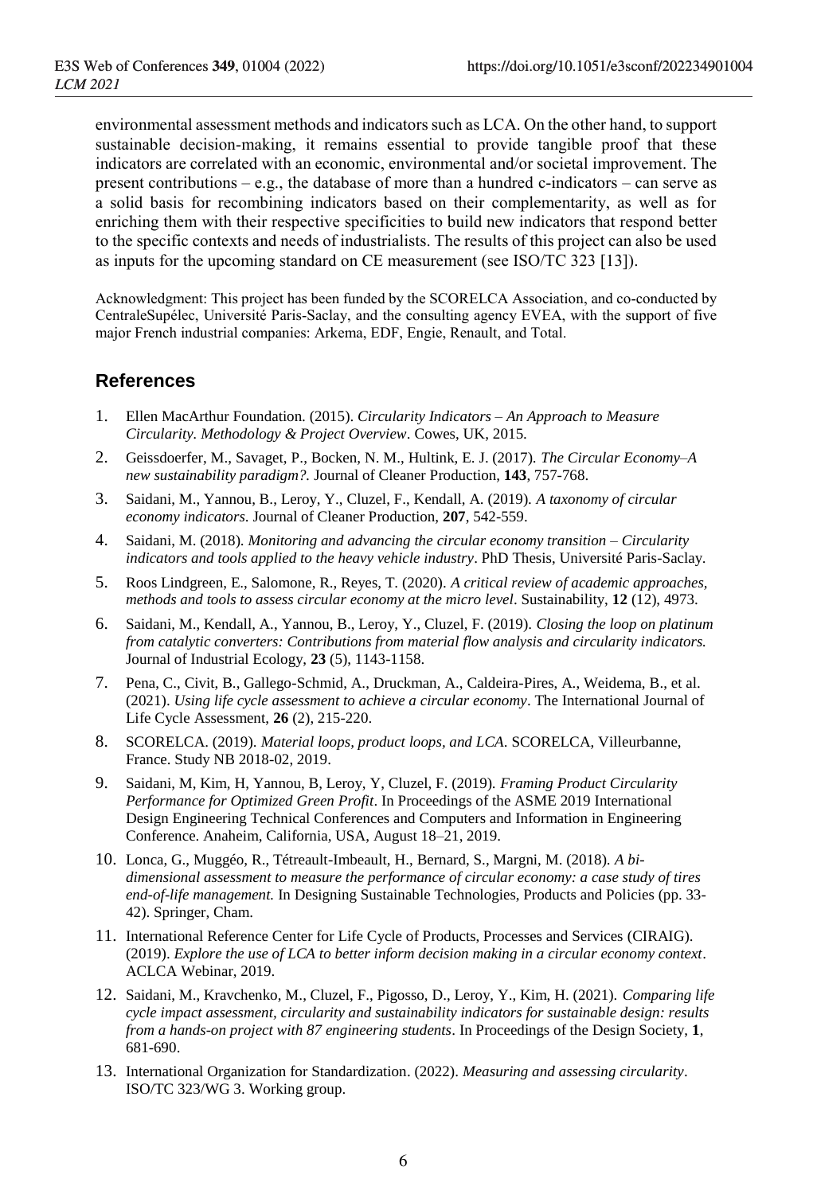environmental assessment methods and indicators such as LCA. On the other hand, to support sustainable decision-making, it remains essential to provide tangible proof that these indicators are correlated with an economic, environmental and/or societal improvement. The present contributions – e.g., the database of more than a hundred c-indicators – can serve as a solid basis for recombining indicators based on their complementarity, as well as for enriching them with their respective specificities to build new indicators that respond better to the specific contexts and needs of industrialists. The results of this project can also be used as inputs for the upcoming standard on CE measurement (see ISO/TC 323 [13]).

Acknowledgment: This project has been funded by the SCORELCA Association, and co-conducted by CentraleSupélec, Université Paris-Saclay, and the consulting agency EVEA, with the support of five major French industrial companies: Arkema, EDF, Engie, Renault, and Total.

## References

1. Ellen MacArthur Foundation. (2015). *Circularity Indicators – An Approach to Measure Circularity. Methodology & Project Overview*. Cowes, UK, 2015.
2. Geissdoerfer, M., Savaget, P., Bocken, N. M., Hultink, E. J. (2017). *The Circular Economy–A new sustainability paradigm?.* Journal of Cleaner Production, **143**, 757-768.
3. Saidani, M., Yannou, B., Leroy, Y., Cluzel, F., Kendall, A. (2019). *A taxonomy of circular economy indicators*. Journal of Cleaner Production, **207**, 542-559.
4. Saidani, M. (2018). *Monitoring and advancing the circular economy transition – Circularity indicators and tools applied to the heavy vehicle industry*. PhD Thesis, Université Paris-Saclay.
5. Roos Lindgreen, E., Salomone, R., Reyes, T. (2020). *A critical review of academic approaches, methods and tools to assess circular economy at the micro level*. Sustainability, **12** (12), 4973.
6. Saidani, M., Kendall, A., Yannou, B., Leroy, Y., Cluzel, F. (2019). *Closing the loop on platinum from catalytic converters: Contributions from material flow analysis and circularity indicators.* Journal of Industrial Ecology, **23** (5), 1143-1158.
7. Pena, C., Civit, B., Gallego-Schmid, A., Druckman, A., Caldeira-Pires, A., Weidema, B., et al. (2021). *Using life cycle assessment to achieve a circular economy*. The International Journal of Life Cycle Assessment, **26** (2), 215-220.
8. SCORELCA. (2019). *Material loops, product loops, and LCA.* SCORELCA, Villeurbanne, France. Study NB 2018-02, 2019.
9. Saidani, M, Kim, H, Yannou, B, Leroy, Y, Cluzel, F. (2019). *Framing Product Circularity Performance for Optimized Green Profit*. In Proceedings of the ASME 2019 International Design Engineering Technical Conferences and Computers and Information in Engineering Conference. Anaheim, California, USA, August 18–21, 2019.
10. Lonca, G., Muggéo, R., Tétreault-Imbeault, H., Bernard, S., Margni, M. (2018). *A bi-dimensional assessment to measure the performance of circular economy: a case study of tires end-of-life management.* In Designing Sustainable Technologies, Products and Policies (pp. 33-42). Springer, Cham.
11. International Reference Center for Life Cycle of Products, Processes and Services (CIRAIG). (2019). *Explore the use of LCA to better inform decision making in a circular economy context*. ACLCA Webinar, 2019.
12. Saidani, M., Kravchenko, M., Cluzel, F., Pigosso, D., Leroy, Y., Kim, H. (2021). *Comparing life cycle impact assessment, circularity and sustainability indicators for sustainable design: results from a hands-on project with 87 engineering students*. In Proceedings of the Design Society, **1**, 681-690.
13. International Organization for Standardization. (2022). *Measuring and assessing circularity*. ISO/TC 323/WG 3. Working group.